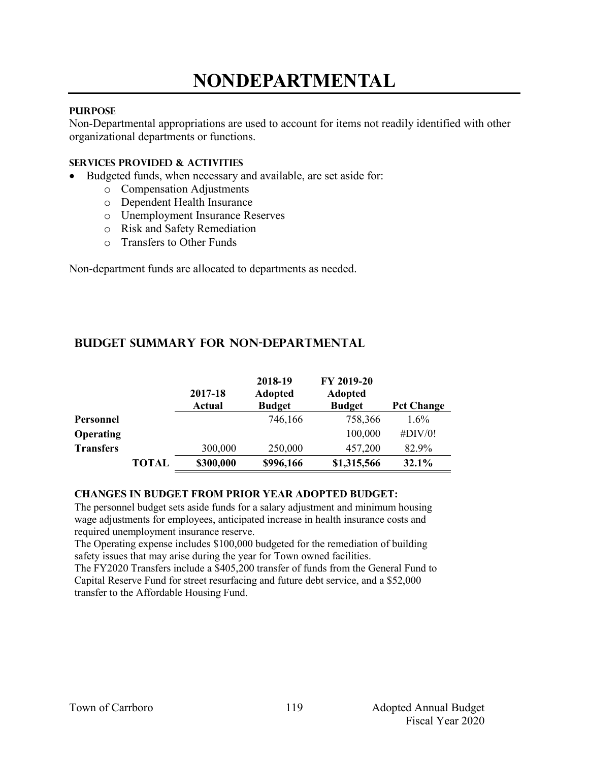# NONDEPARTMENTAL

**PURPOSE**

Non-Departmental appropriations are used to account for items not readily identified with other organizational departments or functions.

**SERVICES PROVIDED & ACTIVITIES**

- Budgeted funds, when necessary and available, are set aside for:
    - Compensation Adjustments
    - Dependent Health Insurance
    - Unemployment Insurance Reserves
    - Risk and Safety Remediation
    - Transfers to Other Funds

Non-department funds are allocated to departments as needed.

## BUDGET SUMMARY FOR NON-DEPARTMENTAL

| | | 2017-18 Actual | 2018-19 Adopted Budget | FY 2019-20 Adopted Budget | Pct Change |
|---|---|---|---|---|---|
| **Personnel** | | | 746,166 | 758,366 | 1.6% |
| **Operating** | | | | 100,000 | #DIV/0! |
| **Transfers** | | 300,000 | 250,000 | 457,200 | 82.9% |
| | **TOTAL** | **$300,000** | **$996,166** | **$1,315,566** | **32.1%** |

**CHANGES IN BUDGET FROM PRIOR YEAR ADOPTED BUDGET:**

The personnel budget sets aside funds for a salary adjustment and minimum housing wage adjustments for employees, anticipated increase in health insurance costs and required unemployment insurance reserve.

The Operating expense includes $100,000 budgeted for the remediation of building safety issues that may arise during the year for Town owned facilities.

The FY2020 Transfers include a $405,200 transfer of funds from the General Fund to Capital Reserve Fund for street resurfacing and future debt service, and a $52,000 transfer to the Affordable Housing Fund.